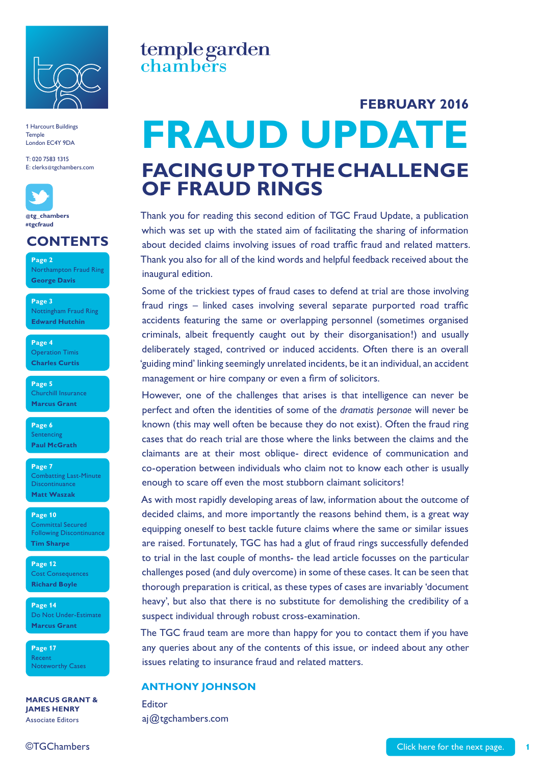temple garden chambers

1 Harcourt Buildings
Temple
London EC4Y 9DA

T: 020 7583 1315
E: clerks@tgchambers.com

@tg_chambers
#tgcfraud

## CONTENTS

**Page 2**
Northampton Fraud Ring
**George Davis**

**Page 3**
Nottingham Fraud Ring
**Edward Hutchin**

**Page 4**
Operation Timis
**Charles Curtis**

**Page 5**
Churchill Insurance
**Marcus Grant**

**Page 6**
Sentencing
**Paul McGrath**

**Page 7**
Combatting Last-Minute Discontinuance
**Matt Waszak**

**Page 10**
Committal Secured Following Discontinuance
**Tim Sharpe**

**Page 12**
Cost Consequences
**Richard Boyle**

**Page 14**
Do Not Under-Estimate
**Marcus Grant**

**Page 17**
Recent Noteworthy Cases

**MARCUS GRANT & JAMES HENRY**
Associate Editors

**FEBRUARY 2016**

# FRAUD UPDATE

## FACING UP TO THE CHALLENGE OF FRAUD RINGS

Thank you for reading this second edition of TGC Fraud Update, a publication which was set up with the stated aim of facilitating the sharing of information about decided claims involving issues of road traffic fraud and related matters. Thank you also for all of the kind words and helpful feedback received about the inaugural edition.

Some of the trickiest types of fraud cases to defend at trial are those involving fraud rings – linked cases involving several separate purported road traffic accidents featuring the same or overlapping personnel (sometimes organised criminals, albeit frequently caught out by their disorganisation!) and usually deliberately staged, contrived or induced accidents. Often there is an overall 'guiding mind' linking seemingly unrelated incidents, be it an individual, an accident management or hire company or even a firm of solicitors.

However, one of the challenges that arises is that intelligence can never be perfect and often the identities of some of the *dramatis personae* will never be known (this may well often be because they do not exist). Often the fraud ring cases that do reach trial are those where the links between the claims and the claimants are at their most oblique- direct evidence of communication and co-operation between individuals who claim not to know each other is usually enough to scare off even the most stubborn claimant solicitors!

As with most rapidly developing areas of law, information about the outcome of decided claims, and more importantly the reasons behind them, is a great way equipping oneself to best tackle future claims where the same or similar issues are raised. Fortunately, TGC has had a glut of fraud rings successfully defended to trial in the last couple of months- the lead article focusses on the particular challenges posed (and duly overcome) in some of these cases. It can be seen that thorough preparation is critical, as these types of cases are invariably 'document heavy', but also that there is no substitute for demolishing the credibility of a suspect individual through robust cross-examination.

The TGC fraud team are more than happy for you to contact them if you have any queries about any of the contents of this issue, or indeed about any other issues relating to insurance fraud and related matters.

**ANTHONY JOHNSON**
Editor
aj@tgchambers.com

©TGChambers

Click here for the next page.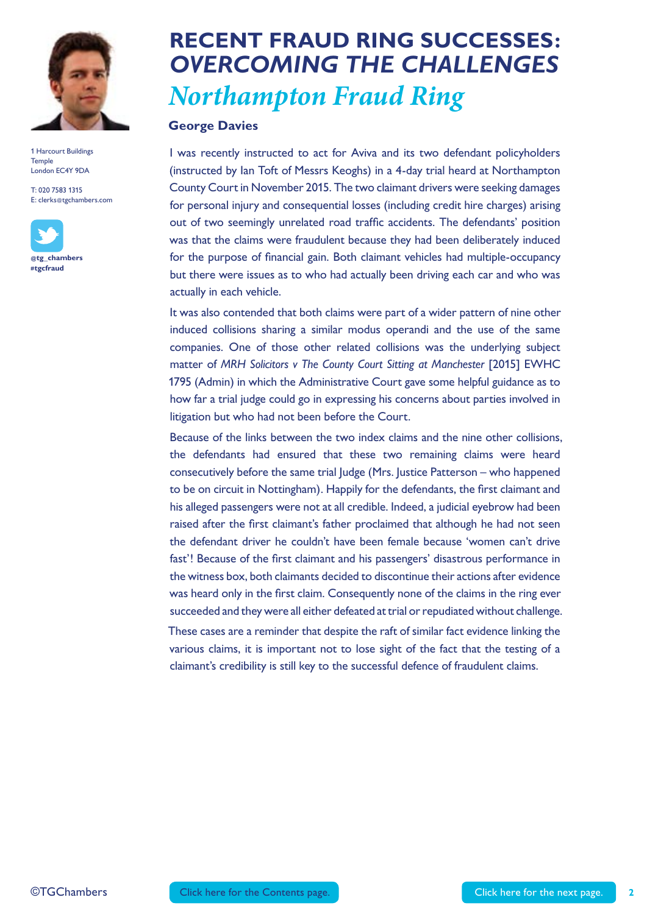1 Harcourt Buildings
Temple
London EC4Y 9DA

T: 020 7583 1315
E: clerks@tgchambers.com

@tg_chambers
#tgcfraud

# RECENT FRAUD RING SUCCESSES: *OVERCOMING THE CHALLENGES*

## *Northampton Fraud Ring*

**George Davies**

I was recently instructed to act for Aviva and its two defendant policyholders (instructed by Ian Toft of Messrs Keoghs) in a 4-day trial heard at Northampton County Court in November 2015. The two claimant drivers were seeking damages for personal injury and consequential losses (including credit hire charges) arising out of two seemingly unrelated road traffic accidents. The defendants' position was that the claims were fraudulent because they had been deliberately induced for the purpose of financial gain. Both claimant vehicles had multiple-occupancy but there were issues as to who had actually been driving each car and who was actually in each vehicle.

It was also contended that both claims were part of a wider pattern of nine other induced collisions sharing a similar modus operandi and the use of the same companies. One of those other related collisions was the underlying subject matter of *MRH Solicitors v The County Court Sitting at Manchester* [2015] EWHC 1795 (Admin) in which the Administrative Court gave some helpful guidance as to how far a trial judge could go in expressing his concerns about parties involved in litigation but who had not been before the Court.

Because of the links between the two index claims and the nine other collisions, the defendants had ensured that these two remaining claims were heard consecutively before the same trial Judge (Mrs. Justice Patterson – who happened to be on circuit in Nottingham). Happily for the defendants, the first claimant and his alleged passengers were not at all credible. Indeed, a judicial eyebrow had been raised after the first claimant's father proclaimed that although he had not seen the defendant driver he couldn't have been female because 'women can't drive fast'! Because of the first claimant and his passengers' disastrous performance in the witness box, both claimants decided to discontinue their actions after evidence was heard only in the first claim. Consequently none of the claims in the ring ever succeeded and they were all either defeated at trial or repudiated without challenge.

These cases are a reminder that despite the raft of similar fact evidence linking the various claims, it is important not to lose sight of the fact that the testing of a claimant's credibility is still key to the successful defence of fraudulent claims.

©TGChambers

Click here for the Contents page.

Click here for the next page.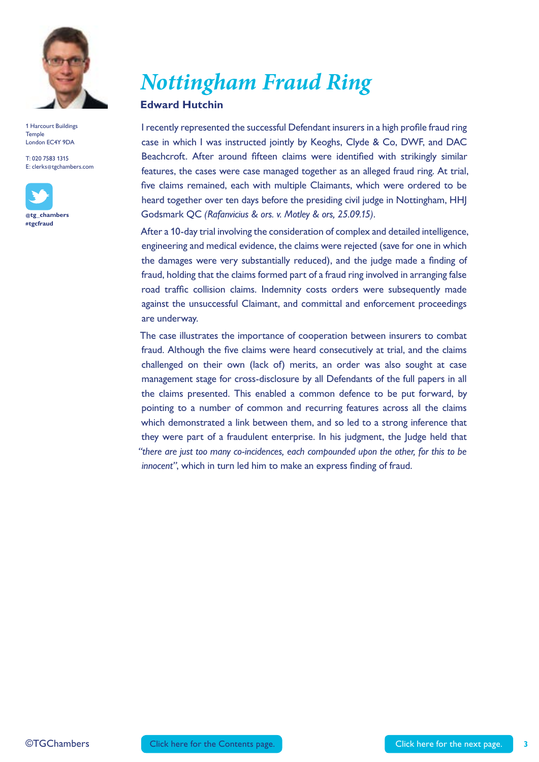1 Harcourt Buildings
Temple
London EC4Y 9DA

T: 020 7583 1315
E: clerks@tgchambers.com

@tg_chambers
#tgcfraud

# *Nottingham Fraud Ring*

**Edward Hutchin**

I recently represented the successful Defendant insurers in a high profile fraud ring case in which I was instructed jointly by Keoghs, Clyde & Co, DWF, and DAC Beachcroft. After around fifteen claims were identified with strikingly similar features, the cases were case managed together as an alleged fraud ring. At trial, five claims remained, each with multiple Claimants, which were ordered to be heard together over ten days before the presiding civil judge in Nottingham, HHJ Godsmark QC *(Rafanvicius & ors. v. Motley & ors, 25.09.15)*.

After a 10-day trial involving the consideration of complex and detailed intelligence, engineering and medical evidence, the claims were rejected (save for one in which the damages were very substantially reduced), and the judge made a finding of fraud, holding that the claims formed part of a fraud ring involved in arranging false road traffic collision claims. Indemnity costs orders were subsequently made against the unsuccessful Claimant, and committal and enforcement proceedings are underway.

The case illustrates the importance of cooperation between insurers to combat fraud. Although the five claims were heard consecutively at trial, and the claims challenged on their own (lack of) merits, an order was also sought at case management stage for cross-disclosure by all Defendants of the full papers in all the claims presented. This enabled a common defence to be put forward, by pointing to a number of common and recurring features across all the claims which demonstrated a link between them, and so led to a strong inference that they were part of a fraudulent enterprise. In his judgment, the Judge held that *"there are just too many co-incidences, each compounded upon the other, for this to be innocent"*, which in turn led him to make an express finding of fraud.

©TGChambers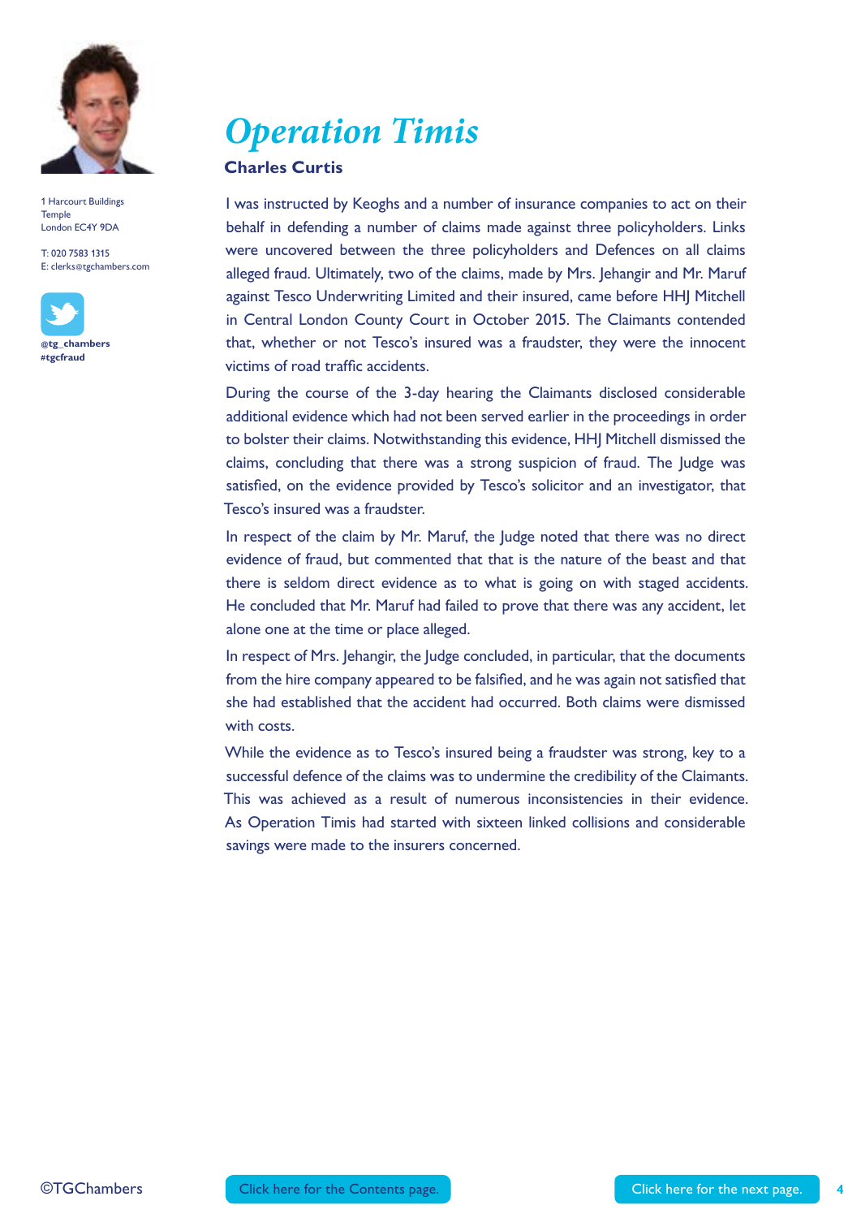# *Operation Timis*

**Charles Curtis**

1 Harcourt Buildings
Temple
London EC4Y 9DA

T: 020 7583 1315
E: clerks@tgchambers.com

@tg_chambers
#tgcfraud

I was instructed by Keoghs and a number of insurance companies to act on their behalf in defending a number of claims made against three policyholders. Links were uncovered between the three policyholders and Defences on all claims alleged fraud. Ultimately, two of the claims, made by Mrs. Jehangir and Mr. Maruf against Tesco Underwriting Limited and their insured, came before HHJ Mitchell in Central London County Court in October 2015. The Claimants contended that, whether or not Tesco's insured was a fraudster, they were the innocent victims of road traffic accidents.

During the course of the 3-day hearing the Claimants disclosed considerable additional evidence which had not been served earlier in the proceedings in order to bolster their claims. Notwithstanding this evidence, HHJ Mitchell dismissed the claims, concluding that there was a strong suspicion of fraud. The Judge was satisfied, on the evidence provided by Tesco's solicitor and an investigator, that Tesco's insured was a fraudster.

In respect of the claim by Mr. Maruf, the Judge noted that there was no direct evidence of fraud, but commented that that is the nature of the beast and that there is seldom direct evidence as to what is going on with staged accidents. He concluded that Mr. Maruf had failed to prove that there was any accident, let alone one at the time or place alleged.

In respect of Mrs. Jehangir, the Judge concluded, in particular, that the documents from the hire company appeared to be falsified, and he was again not satisfied that she had established that the accident had occurred. Both claims were dismissed with costs.

While the evidence as to Tesco's insured being a fraudster was strong, key to a successful defence of the claims was to undermine the credibility of the Claimants. This was achieved as a result of numerous inconsistencies in their evidence. As Operation Timis had started with sixteen linked collisions and considerable savings were made to the insurers concerned.

©TGChambers

Click here for the Contents page.

Click here for the next page.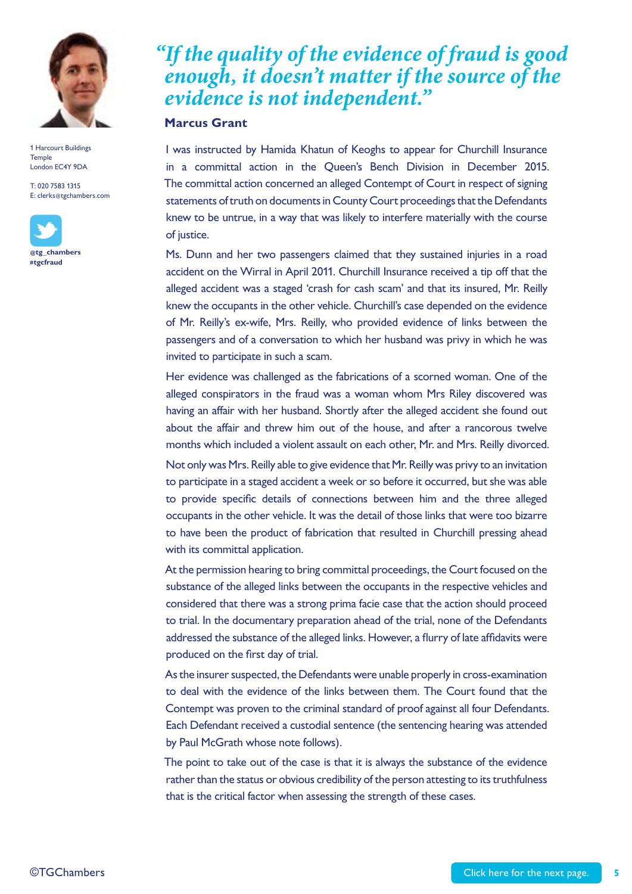## *"If the quality of the evidence of fraud is good enough, it doesn't matter if the source of the evidence is not independent."*

**Marcus Grant**

1 Harcourt Buildings
Temple
London EC4Y 9DA

T: 020 7583 1315
E: clerks@tgchambers.com

**@tg_chambers**
**#tgcfraud**

I was instructed by Hamida Khatun of Keoghs to appear for Churchill Insurance in a committal action in the Queen's Bench Division in December 2015. The committal action concerned an alleged Contempt of Court in respect of signing statements of truth on documents in County Court proceedings that the Defendants knew to be untrue, in a way that was likely to interfere materially with the course of justice.

Ms. Dunn and her two passengers claimed that they sustained injuries in a road accident on the Wirral in April 2011. Churchill Insurance received a tip off that the alleged accident was a staged 'crash for cash scam' and that its insured, Mr. Reilly knew the occupants in the other vehicle. Churchill's case depended on the evidence of Mr. Reilly's ex-wife, Mrs. Reilly, who provided evidence of links between the passengers and of a conversation to which her husband was privy in which he was invited to participate in such a scam.

Her evidence was challenged as the fabrications of a scorned woman. One of the alleged conspirators in the fraud was a woman whom Mrs Riley discovered was having an affair with her husband. Shortly after the alleged accident she found out about the affair and threw him out of the house, and after a rancorous twelve months which included a violent assault on each other, Mr. and Mrs. Reilly divorced.

Not only was Mrs. Reilly able to give evidence that Mr. Reilly was privy to an invitation to participate in a staged accident a week or so before it occurred, but she was able to provide specific details of connections between him and the three alleged occupants in the other vehicle. It was the detail of those links that were too bizarre to have been the product of fabrication that resulted in Churchill pressing ahead with its committal application.

At the permission hearing to bring committal proceedings, the Court focused on the substance of the alleged links between the occupants in the respective vehicles and considered that there was a strong prima facie case that the action should proceed to trial. In the documentary preparation ahead of the trial, none of the Defendants addressed the substance of the alleged links. However, a flurry of late affidavits were produced on the first day of trial.

As the insurer suspected, the Defendants were unable properly in cross-examination to deal with the evidence of the links between them. The Court found that the Contempt was proven to the criminal standard of proof against all four Defendants. Each Defendant received a custodial sentence (the sentencing hearing was attended by Paul McGrath whose note follows).

The point to take out of the case is that it is always the substance of the evidence rather than the status or obvious credibility of the person attesting to its truthfulness that is the critical factor when assessing the strength of these cases.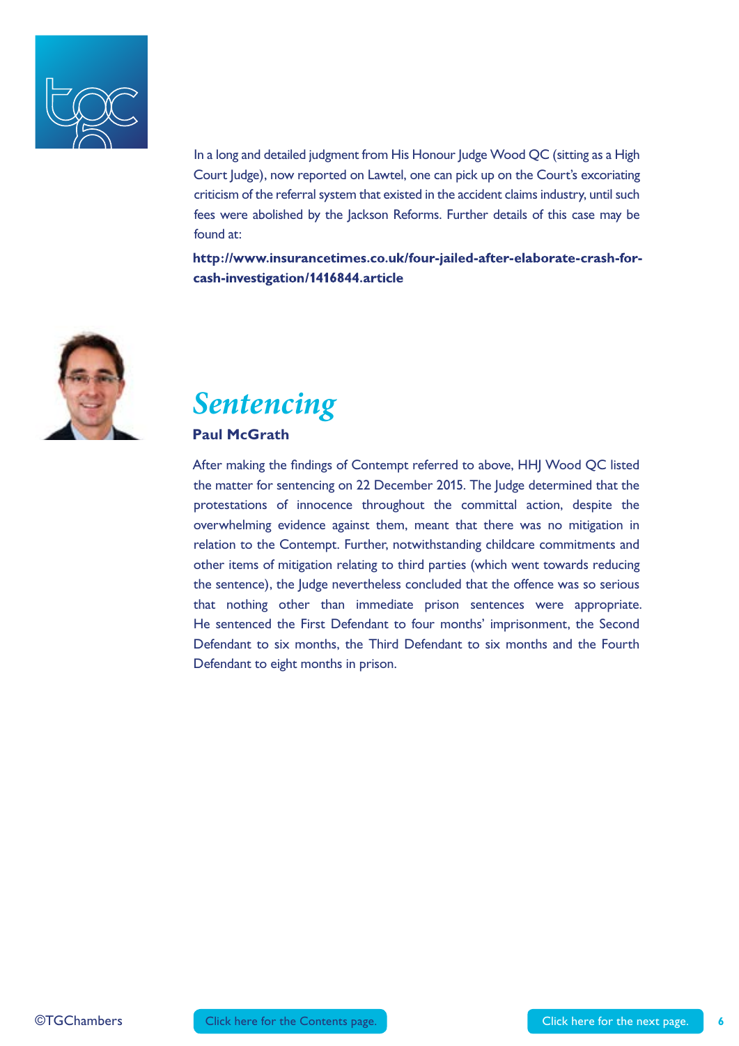In a long and detailed judgment from His Honour Judge Wood QC (sitting as a High Court Judge), now reported on Lawtel, one can pick up on the Court's excoriating criticism of the referral system that existed in the accident claims industry, until such fees were abolished by the Jackson Reforms. Further details of this case may be found at:

**http://www.insurancetimes.co.uk/four-jailed-after-elaborate-crash-for-cash-investigation/1416844.article**

## *Sentencing*

**Paul McGrath**

After making the findings of Contempt referred to above, HHJ Wood QC listed the matter for sentencing on 22 December 2015. The Judge determined that the protestations of innocence throughout the committal action, despite the overwhelming evidence against them, meant that there was no mitigation in relation to the Contempt. Further, notwithstanding childcare commitments and other items of mitigation relating to third parties (which went towards reducing the sentence), the Judge nevertheless concluded that the offence was so serious that nothing other than immediate prison sentences were appropriate. He sentenced the First Defendant to four months' imprisonment, the Second Defendant to six months, the Third Defendant to six months and the Fourth Defendant to eight months in prison.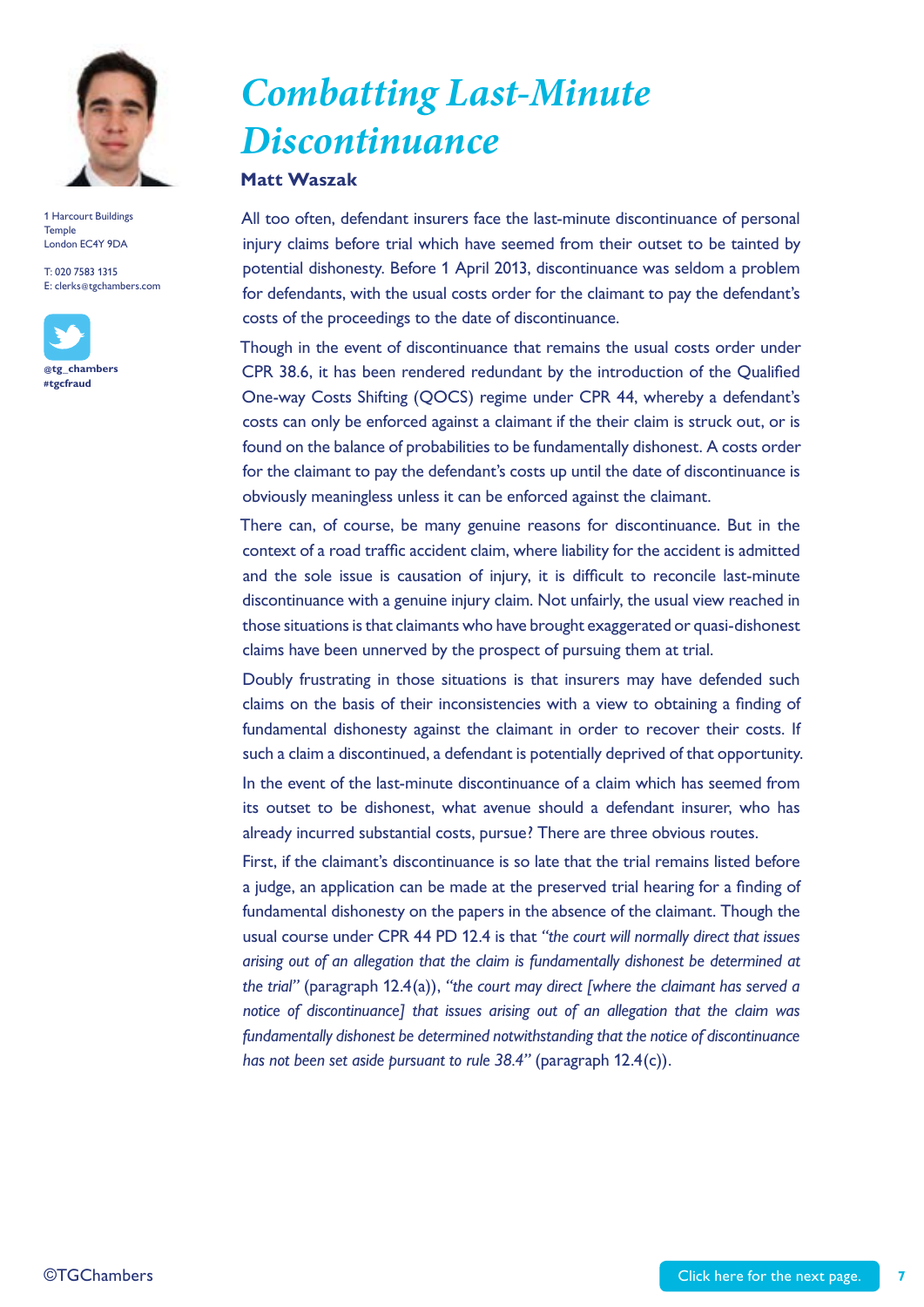# Combatting Last-Minute Discontinuance

**Matt Waszak**

1 Harcourt Buildings
Temple
London EC4Y 9DA

T: 020 7583 1315
E: clerks@tgchambers.com

@tg_chambers
#tgcfraud

All too often, defendant insurers face the last-minute discontinuance of personal injury claims before trial which have seemed from their outset to be tainted by potential dishonesty. Before 1 April 2013, discontinuance was seldom a problem for defendants, with the usual costs order for the claimant to pay the defendant's costs of the proceedings to the date of discontinuance.

Though in the event of discontinuance that remains the usual costs order under CPR 38.6, it has been rendered redundant by the introduction of the Qualified One-way Costs Shifting (QOCS) regime under CPR 44, whereby a defendant's costs can only be enforced against a claimant if the their claim is struck out, or is found on the balance of probabilities to be fundamentally dishonest. A costs order for the claimant to pay the defendant's costs up until the date of discontinuance is obviously meaningless unless it can be enforced against the claimant.

There can, of course, be many genuine reasons for discontinuance. But in the context of a road traffic accident claim, where liability for the accident is admitted and the sole issue is causation of injury, it is difficult to reconcile last-minute discontinuance with a genuine injury claim. Not unfairly, the usual view reached in those situations is that claimants who have brought exaggerated or quasi-dishonest claims have been unnerved by the prospect of pursuing them at trial.

Doubly frustrating in those situations is that insurers may have defended such claims on the basis of their inconsistencies with a view to obtaining a finding of fundamental dishonesty against the claimant in order to recover their costs. If such a claim a discontinued, a defendant is potentially deprived of that opportunity.

In the event of the last-minute discontinuance of a claim which has seemed from its outset to be dishonest, what avenue should a defendant insurer, who has already incurred substantial costs, pursue? There are three obvious routes.

First, if the claimant's discontinuance is so late that the trial remains listed before a judge, an application can be made at the preserved trial hearing for a finding of fundamental dishonesty on the papers in the absence of the claimant. Though the usual course under CPR 44 PD 12.4 is that *"the court will normally direct that issues arising out of an allegation that the claim is fundamentally dishonest be determined at the trial"* (paragraph 12.4(a)), *"the court may direct [where the claimant has served a notice of discontinuance] that issues arising out of an allegation that the claim was fundamentally dishonest be determined notwithstanding that the notice of discontinuance has not been set aside pursuant to rule 38.4"* (paragraph 12.4(c)).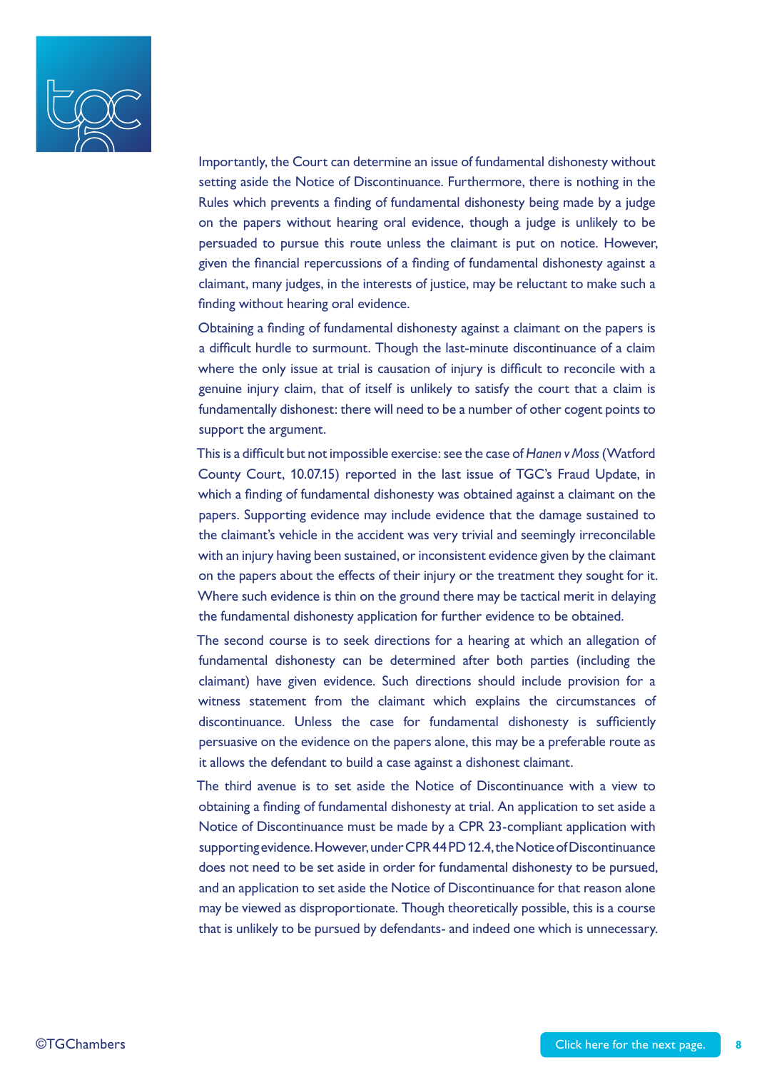Importantly, the Court can determine an issue of fundamental dishonesty without setting aside the Notice of Discontinuance. Furthermore, there is nothing in the Rules which prevents a finding of fundamental dishonesty being made by a judge on the papers without hearing oral evidence, though a judge is unlikely to be persuaded to pursue this route unless the claimant is put on notice. However, given the financial repercussions of a finding of fundamental dishonesty against a claimant, many judges, in the interests of justice, may be reluctant to make such a finding without hearing oral evidence.

Obtaining a finding of fundamental dishonesty against a claimant on the papers is a difficult hurdle to surmount. Though the last-minute discontinuance of a claim where the only issue at trial is causation of injury is difficult to reconcile with a genuine injury claim, that of itself is unlikely to satisfy the court that a claim is fundamentally dishonest: there will need to be a number of other cogent points to support the argument.

This is a difficult but not impossible exercise: see the case of *Hanen v Moss* (Watford County Court, 10.07.15) reported in the last issue of TGC's Fraud Update, in which a finding of fundamental dishonesty was obtained against a claimant on the papers. Supporting evidence may include evidence that the damage sustained to the claimant's vehicle in the accident was very trivial and seemingly irreconcilable with an injury having been sustained, or inconsistent evidence given by the claimant on the papers about the effects of their injury or the treatment they sought for it. Where such evidence is thin on the ground there may be tactical merit in delaying the fundamental dishonesty application for further evidence to be obtained.

The second course is to seek directions for a hearing at which an allegation of fundamental dishonesty can be determined after both parties (including the claimant) have given evidence. Such directions should include provision for a witness statement from the claimant which explains the circumstances of discontinuance. Unless the case for fundamental dishonesty is sufficiently persuasive on the evidence on the papers alone, this may be a preferable route as it allows the defendant to build a case against a dishonest claimant.

The third avenue is to set aside the Notice of Discontinuance with a view to obtaining a finding of fundamental dishonesty at trial. An application to set aside a Notice of Discontinuance must be made by a CPR 23-compliant application with supporting evidence. However, under CPR 44 PD 12.4, the Notice of Discontinuance does not need to be set aside in order for fundamental dishonesty to be pursued, and an application to set aside the Notice of Discontinuance for that reason alone may be viewed as disproportionate. Though theoretically possible, this is a course that is unlikely to be pursued by defendants- and indeed one which is unnecessary.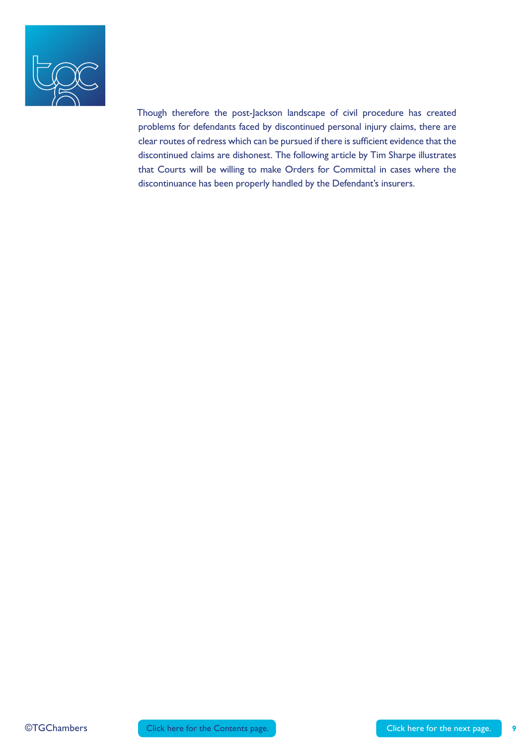Though therefore the post-Jackson landscape of civil procedure has created problems for defendants faced by discontinued personal injury claims, there are clear routes of redress which can be pursued if there is sufficient evidence that the discontinued claims are dishonest. The following article by Tim Sharpe illustrates that Courts will be willing to make Orders for Committal in cases where the discontinuance has been properly handled by the Defendant's insurers.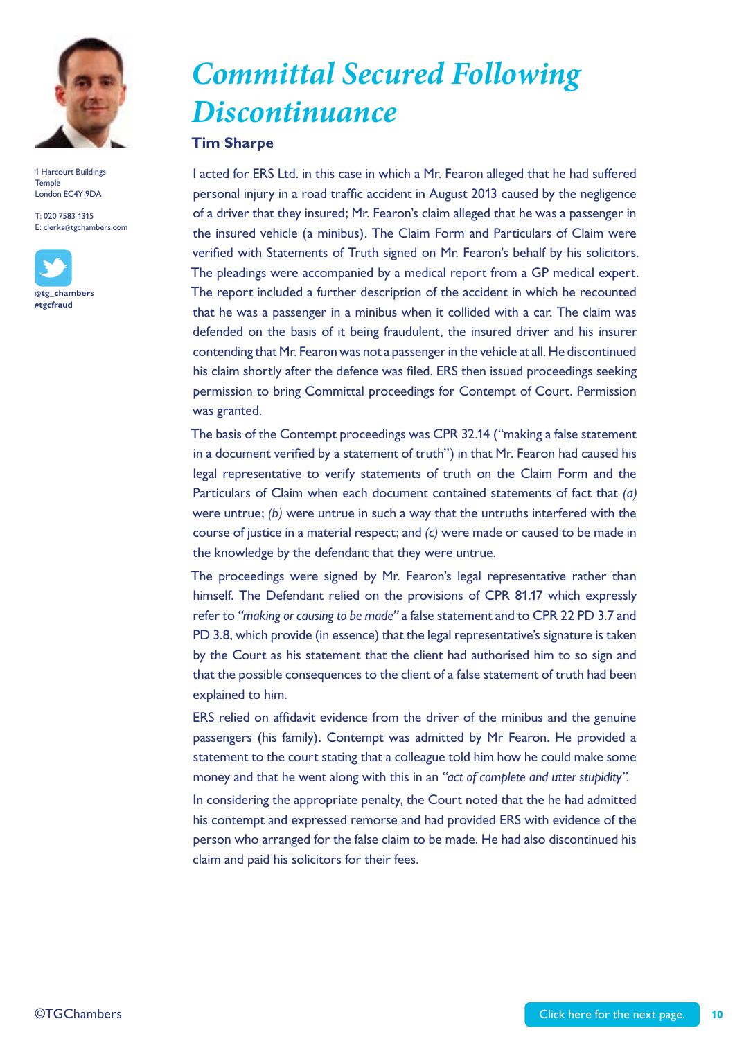# Committal Secured Following Discontinuance

**Tim Sharpe**

1 Harcourt Buildings
Temple
London EC4Y 9DA

T: 020 7583 1315
E: clerks@tgchambers.com

**@tg_chambers**
**#tgcfraud**

I acted for ERS Ltd. in this case in which a Mr. Fearon alleged that he had suffered personal injury in a road traffic accident in August 2013 caused by the negligence of a driver that they insured; Mr. Fearon's claim alleged that he was a passenger in the insured vehicle (a minibus). The Claim Form and Particulars of Claim were verified with Statements of Truth signed on Mr. Fearon's behalf by his solicitors. The pleadings were accompanied by a medical report from a GP medical expert. The report included a further description of the accident in which he recounted that he was a passenger in a minibus when it collided with a car. The claim was defended on the basis of it being fraudulent, the insured driver and his insurer contending that Mr. Fearon was not a passenger in the vehicle at all. He discontinued his claim shortly after the defence was filed. ERS then issued proceedings seeking permission to bring Committal proceedings for Contempt of Court. Permission was granted.

The basis of the Contempt proceedings was CPR 32.14 ("making a false statement in a document verified by a statement of truth") in that Mr. Fearon had caused his legal representative to verify statements of truth on the Claim Form and the Particulars of Claim when each document contained statements of fact that *(a)* were untrue; *(b)* were untrue in such a way that the untruths interfered with the course of justice in a material respect; and *(c)* were made or caused to be made in the knowledge by the defendant that they were untrue.

The proceedings were signed by Mr. Fearon's legal representative rather than himself. The Defendant relied on the provisions of CPR 81.17 which expressly refer to *"making or causing to be made"* a false statement and to CPR 22 PD 3.7 and PD 3.8, which provide (in essence) that the legal representative's signature is taken by the Court as his statement that the client had authorised him to so sign and that the possible consequences to the client of a false statement of truth had been explained to him.

ERS relied on affidavit evidence from the driver of the minibus and the genuine passengers (his family). Contempt was admitted by Mr Fearon. He provided a statement to the court stating that a colleague told him how he could make some money and that he went along with this in an *"act of complete and utter stupidity".*

In considering the appropriate penalty, the Court noted that the he had admitted his contempt and expressed remorse and had provided ERS with evidence of the person who arranged for the false claim to be made. He had also discontinued his claim and paid his solicitors for their fees.

©TGChambers

Click here for the next page.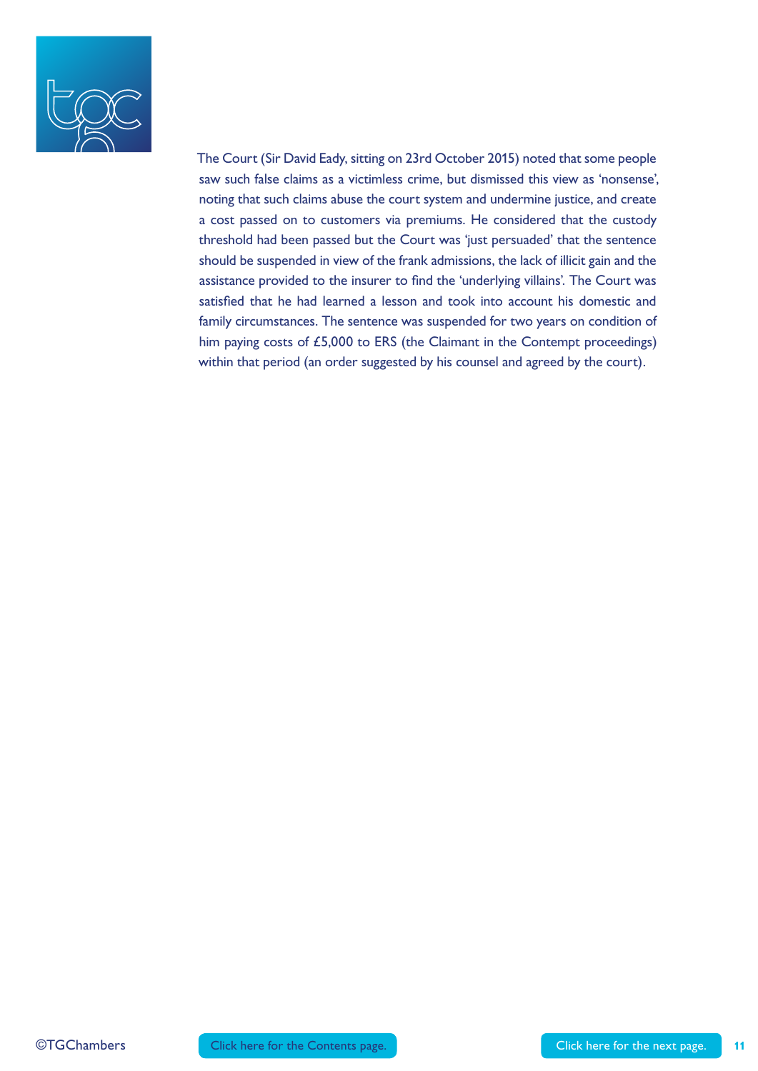The Court (Sir David Eady, sitting on 23rd October 2015) noted that some people saw such false claims as a victimless crime, but dismissed this view as 'nonsense', noting that such claims abuse the court system and undermine justice, and create a cost passed on to customers via premiums. He considered that the custody threshold had been passed but the Court was 'just persuaded' that the sentence should be suspended in view of the frank admissions, the lack of illicit gain and the assistance provided to the insurer to find the 'underlying villains'. The Court was satisfied that he had learned a lesson and took into account his domestic and family circumstances. The sentence was suspended for two years on condition of him paying costs of £5,000 to ERS (the Claimant in the Contempt proceedings) within that period (an order suggested by his counsel and agreed by the court).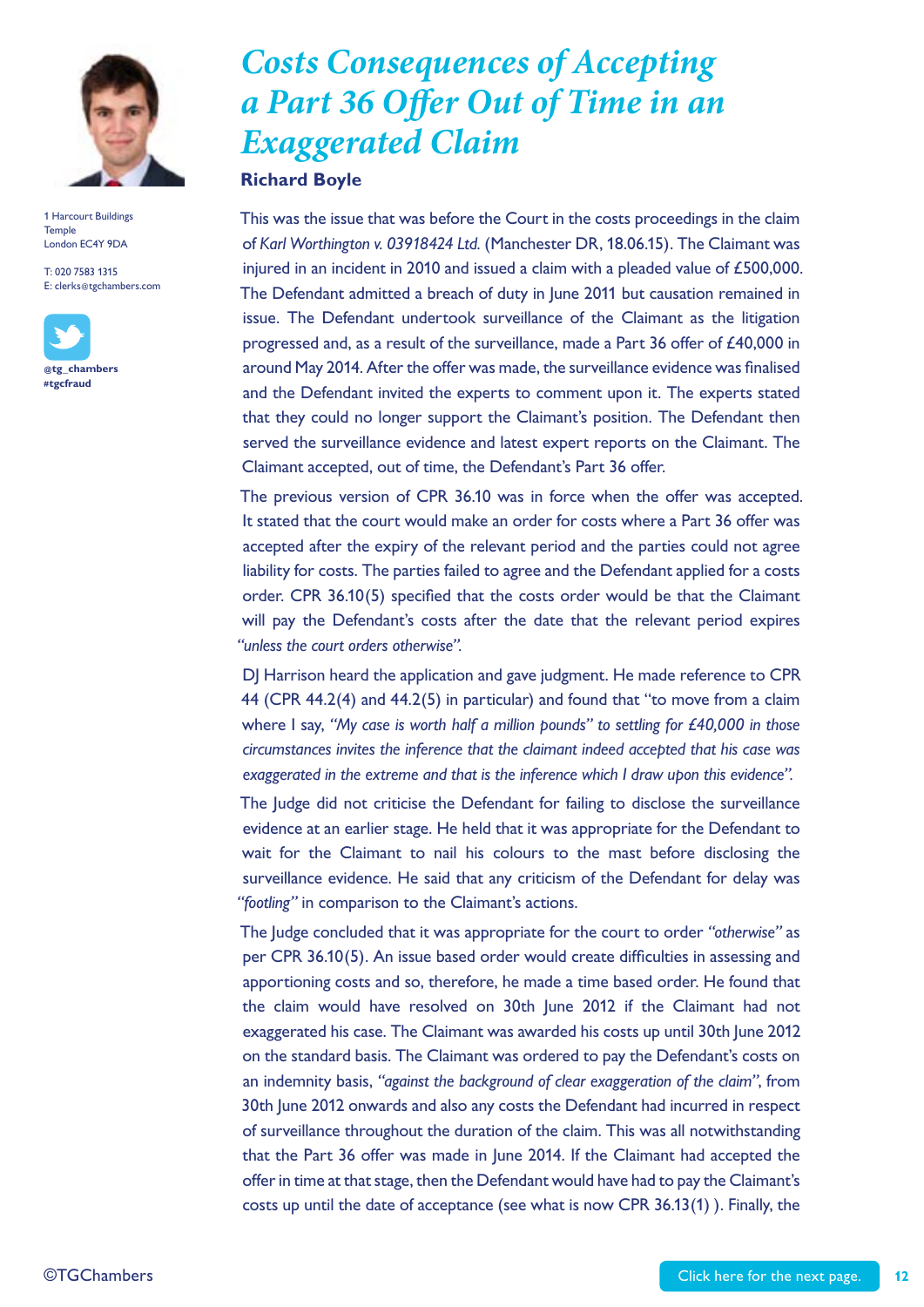# Costs Consequences of Accepting a Part 36 Offer Out of Time in an Exaggerated Claim

**Richard Boyle**

1 Harcourt Buildings
Temple
London EC4Y 9DA

T: 020 7583 1315
E: clerks@tgchambers.com

@tg_chambers
#tgcfraud

This was the issue that was before the Court in the costs proceedings in the claim of *Karl Worthington v. 03918424 Ltd.* (Manchester DR, 18.06.15). The Claimant was injured in an incident in 2010 and issued a claim with a pleaded value of £500,000. The Defendant admitted a breach of duty in June 2011 but causation remained in issue. The Defendant undertook surveillance of the Claimant as the litigation progressed and, as a result of the surveillance, made a Part 36 offer of £40,000 in around May 2014. After the offer was made, the surveillance evidence was finalised and the Defendant invited the experts to comment upon it. The experts stated that they could no longer support the Claimant's position. The Defendant then served the surveillance evidence and latest expert reports on the Claimant. The Claimant accepted, out of time, the Defendant's Part 36 offer.

The previous version of CPR 36.10 was in force when the offer was accepted. It stated that the court would make an order for costs where a Part 36 offer was accepted after the expiry of the relevant period and the parties could not agree liability for costs. The parties failed to agree and the Defendant applied for a costs order. CPR 36.10(5) specified that the costs order would be that the Claimant will pay the Defendant's costs after the date that the relevant period expires *"unless the court orders otherwise"*.

DJ Harrison heard the application and gave judgment. He made reference to CPR 44 (CPR 44.2(4) and 44.2(5) in particular) and found that "to move from a claim where I say, *"My case is worth half a million pounds" to settling for £40,000 in those circumstances invites the inference that the claimant indeed accepted that his case was exaggerated in the extreme and that is the inference which I draw upon this evidence".*

The Judge did not criticise the Defendant for failing to disclose the surveillance evidence at an earlier stage. He held that it was appropriate for the Defendant to wait for the Claimant to nail his colours to the mast before disclosing the surveillance evidence. He said that any criticism of the Defendant for delay was *"footling"* in comparison to the Claimant's actions.

The Judge concluded that it was appropriate for the court to order *"otherwise"* as per CPR 36.10(5). An issue based order would create difficulties in assessing and apportioning costs and so, therefore, he made a time based order. He found that the claim would have resolved on 30th June 2012 if the Claimant had not exaggerated his case. The Claimant was awarded his costs up until 30th June 2012 on the standard basis. The Claimant was ordered to pay the Defendant's costs on an indemnity basis, *"against the background of clear exaggeration of the claim"*, from 30th June 2012 onwards and also any costs the Defendant had incurred in respect of surveillance throughout the duration of the claim. This was all notwithstanding that the Part 36 offer was made in June 2014. If the Claimant had accepted the offer in time at that stage, then the Defendant would have had to pay the Claimant's costs up until the date of acceptance (see what is now CPR 36.13(1) ). Finally, the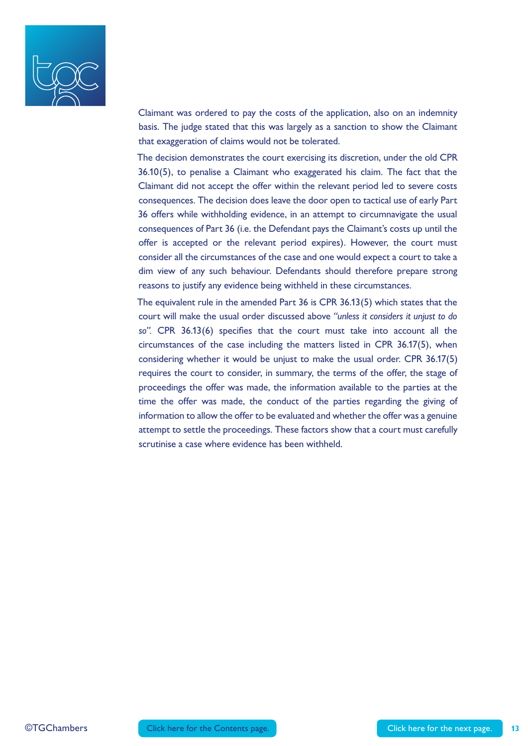Claimant was ordered to pay the costs of the application, also on an indemnity basis. The judge stated that this was largely as a sanction to show the Claimant that exaggeration of claims would not be tolerated.

The decision demonstrates the court exercising its discretion, under the old CPR 36.10(5), to penalise a Claimant who exaggerated his claim. The fact that the Claimant did not accept the offer within the relevant period led to severe costs consequences. The decision does leave the door open to tactical use of early Part 36 offers while withholding evidence, in an attempt to circumnavigate the usual consequences of Part 36 (i.e. the Defendant pays the Claimant's costs up until the offer is accepted or the relevant period expires). However, the court must consider all the circumstances of the case and one would expect a court to take a dim view of any such behaviour. Defendants should therefore prepare strong reasons to justify any evidence being withheld in these circumstances.

The equivalent rule in the amended Part 36 is CPR 36.13(5) which states that the court will make the usual order discussed above *"unless it considers it unjust to do so"*. CPR 36.13(6) specifies that the court must take into account all the circumstances of the case including the matters listed in CPR 36.17(5), when considering whether it would be unjust to make the usual order. CPR 36.17(5) requires the court to consider, in summary, the terms of the offer, the stage of proceedings the offer was made, the information available to the parties at the time the offer was made, the conduct of the parties regarding the giving of information to allow the offer to be evaluated and whether the offer was a genuine attempt to settle the proceedings. These factors show that a court must carefully scrutinise a case where evidence has been withheld.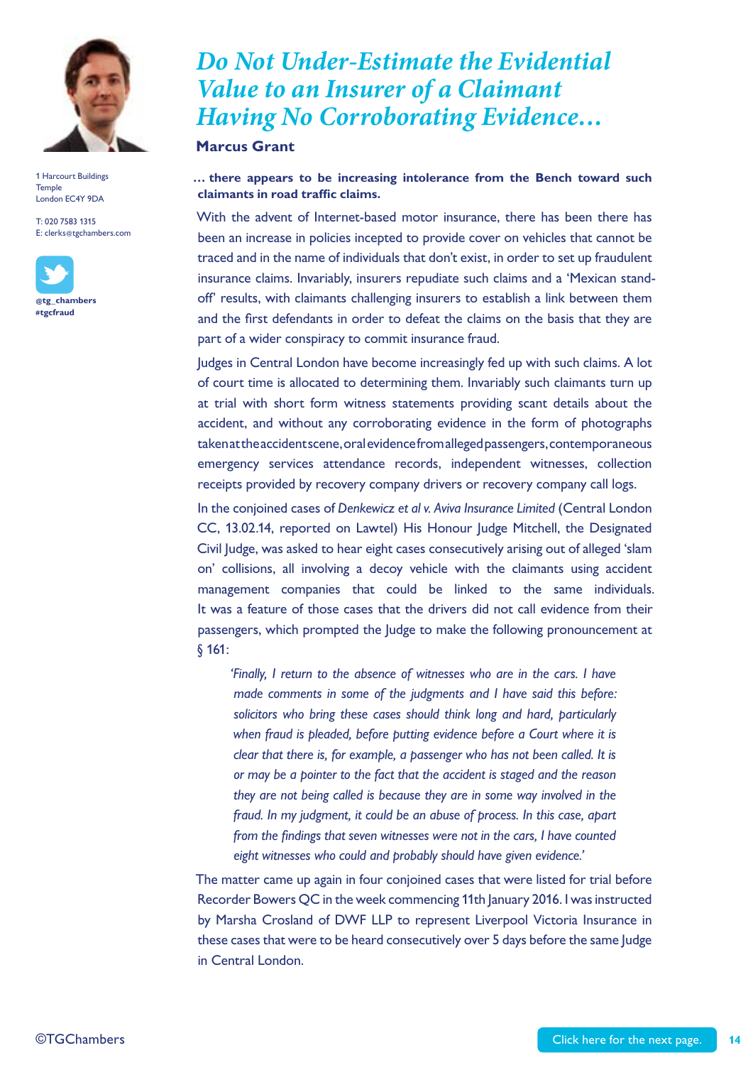# *Do Not Under-Estimate the Evidential Value to an Insurer of a Claimant Having No Corroborating Evidence…*

**Marcus Grant**

1 Harcourt Buildings
Temple
London EC4Y 9DA

T: 020 7583 1315
E: clerks@tgchambers.com

@tg_chambers
#tgcfraud

**… there appears to be increasing intolerance from the Bench toward such claimants in road traffic claims.**

With the advent of Internet-based motor insurance, there has been there has been an increase in policies incepted to provide cover on vehicles that cannot be traced and in the name of individuals that don't exist, in order to set up fraudulent insurance claims. Invariably, insurers repudiate such claims and a 'Mexican stand-off' results, with claimants challenging insurers to establish a link between them and the first defendants in order to defeat the claims on the basis that they are part of a wider conspiracy to commit insurance fraud.

Judges in Central London have become increasingly fed up with such claims. A lot of court time is allocated to determining them. Invariably such claimants turn up at trial with short form witness statements providing scant details about the accident, and without any corroborating evidence in the form of photographs taken at the accident scene, oral evidence from alleged passengers, contemporaneous emergency services attendance records, independent witnesses, collection receipts provided by recovery company drivers or recovery company call logs.

In the conjoined cases of *Denkewicz et al v. Aviva Insurance Limited* (Central London CC, 13.02.14, reported on Lawtel) His Honour Judge Mitchell, the Designated Civil Judge, was asked to hear eight cases consecutively arising out of alleged 'slam on' collisions, all involving a decoy vehicle with the claimants using accident management companies that could be linked to the same individuals. It was a feature of those cases that the drivers did not call evidence from their passengers, which prompted the Judge to make the following pronouncement at § 161:

> *'Finally, I return to the absence of witnesses who are in the cars. I have made comments in some of the judgments and I have said this before: solicitors who bring these cases should think long and hard, particularly when fraud is pleaded, before putting evidence before a Court where it is clear that there is, for example, a passenger who has not been called. It is or may be a pointer to the fact that the accident is staged and the reason they are not being called is because they are in some way involved in the fraud. In my judgment, it could be an abuse of process. In this case, apart from the findings that seven witnesses were not in the cars, I have counted eight witnesses who could and probably should have given evidence.'*

The matter came up again in four conjoined cases that were listed for trial before Recorder Bowers QC in the week commencing 11th January 2016. I was instructed by Marsha Crosland of DWF LLP to represent Liverpool Victoria Insurance in these cases that were to be heard consecutively over 5 days before the same Judge in Central London.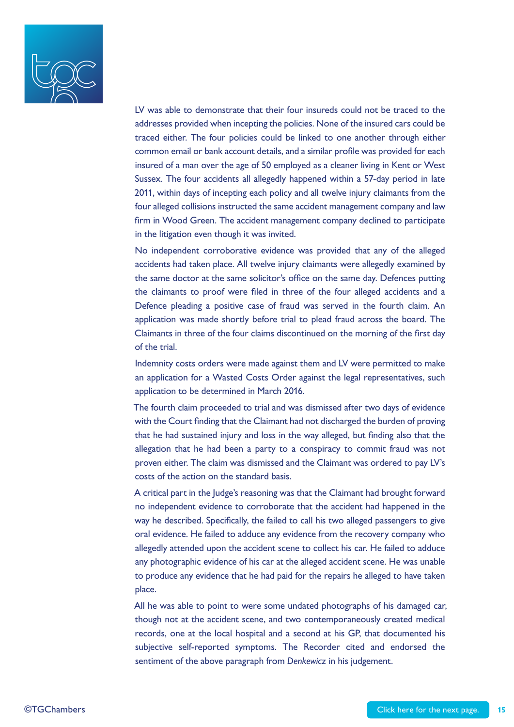LV was able to demonstrate that their four insureds could not be traced to the addresses provided when incepting the policies. None of the insured cars could be traced either. The four policies could be linked to one another through either common email or bank account details, and a similar profile was provided for each insured of a man over the age of 50 employed as a cleaner living in Kent or West Sussex. The four accidents all allegedly happened within a 57-day period in late 2011, within days of incepting each policy and all twelve injury claimants from the four alleged collisions instructed the same accident management company and law firm in Wood Green. The accident management company declined to participate in the litigation even though it was invited.

No independent corroborative evidence was provided that any of the alleged accidents had taken place. All twelve injury claimants were allegedly examined by the same doctor at the same solicitor's office on the same day. Defences putting the claimants to proof were filed in three of the four alleged accidents and a Defence pleading a positive case of fraud was served in the fourth claim. An application was made shortly before trial to plead fraud across the board. The Claimants in three of the four claims discontinued on the morning of the first day of the trial.

Indemnity costs orders were made against them and LV were permitted to make an application for a Wasted Costs Order against the legal representatives, such application to be determined in March 2016.

The fourth claim proceeded to trial and was dismissed after two days of evidence with the Court finding that the Claimant had not discharged the burden of proving that he had sustained injury and loss in the way alleged, but finding also that the allegation that he had been a party to a conspiracy to commit fraud was not proven either. The claim was dismissed and the Claimant was ordered to pay LV's costs of the action on the standard basis.

A critical part in the Judge's reasoning was that the Claimant had brought forward no independent evidence to corroborate that the accident had happened in the way he described. Specifically, the failed to call his two alleged passengers to give oral evidence. He failed to adduce any evidence from the recovery company who allegedly attended upon the accident scene to collect his car. He failed to adduce any photographic evidence of his car at the alleged accident scene. He was unable to produce any evidence that he had paid for the repairs he alleged to have taken place.

All he was able to point to were some undated photographs of his damaged car, though not at the accident scene, and two contemporaneously created medical records, one at the local hospital and a second at his GP, that documented his subjective self-reported symptoms. The Recorder cited and endorsed the sentiment of the above paragraph from *Denkewicz* in his judgement.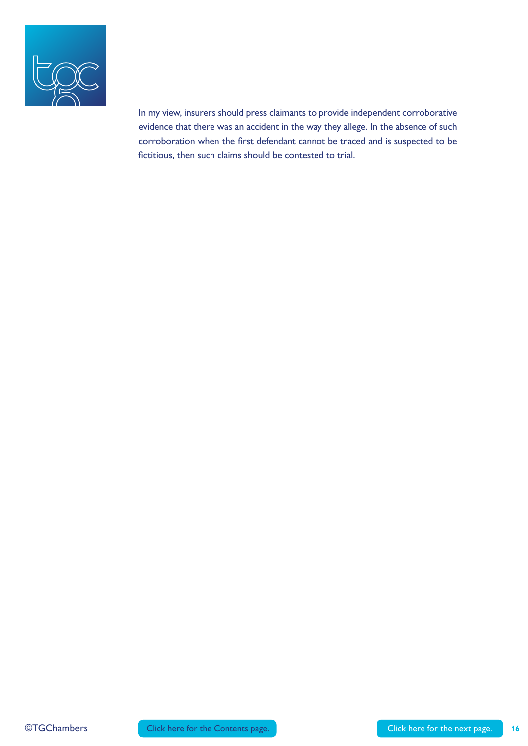In my view, insurers should press claimants to provide independent corroborative evidence that there was an accident in the way they allege. In the absence of such corroboration when the first defendant cannot be traced and is suspected to be fictitious, then such claims should be contested to trial.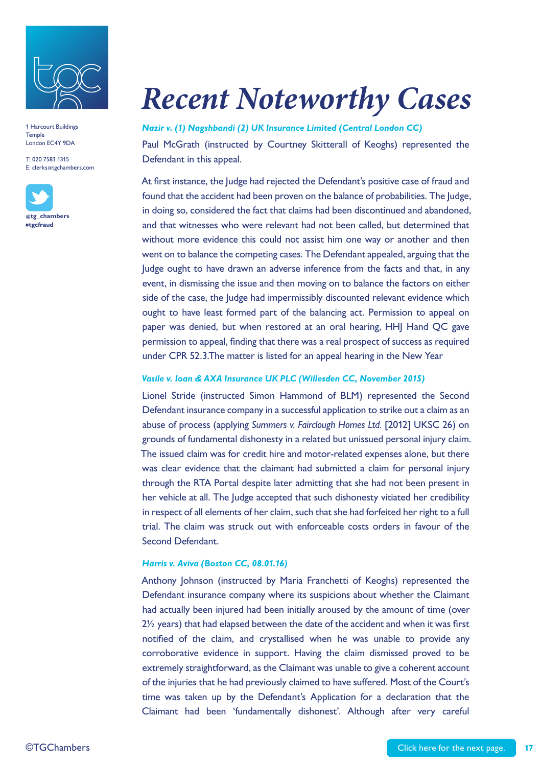# Recent Noteworthy Cases

### *Nazir v. (1) Nagshbandi (2) UK Insurance Limited (Central London CC)*

Paul McGrath (instructed by Courtney Skitterall of Keoghs) represented the Defendant in this appeal.

At first instance, the Judge had rejected the Defendant's positive case of fraud and found that the accident had been proven on the balance of probabilities. The Judge, in doing so, considered the fact that claims had been discontinued and abandoned, and that witnesses who were relevant had not been called, but determined that without more evidence this could not assist him one way or another and then went on to balance the competing cases. The Defendant appealed, arguing that the Judge ought to have drawn an adverse inference from the facts and that, in any event, in dismissing the issue and then moving on to balance the factors on either side of the case, the Judge had impermissibly discounted relevant evidence which ought to have least formed part of the balancing act. Permission to appeal on paper was denied, but when restored at an oral hearing, HHJ Hand QC gave permission to appeal, finding that there was a real prospect of success as required under CPR 52.3.The matter is listed for an appeal hearing in the New Year

### *Vasile v. Ioan & AXA Insurance UK PLC (Willesden CC, November 2015)*

Lionel Stride (instructed Simon Hammond of BLM) represented the Second Defendant insurance company in a successful application to strike out a claim as an abuse of process (applying *Summers v. Fairclough Homes Ltd.* [2012] UKSC 26) on grounds of fundamental dishonesty in a related but unissued personal injury claim. The issued claim was for credit hire and motor-related expenses alone, but there was clear evidence that the claimant had submitted a claim for personal injury through the RTA Portal despite later admitting that she had not been present in her vehicle at all. The Judge accepted that such dishonesty vitiated her credibility in respect of all elements of her claim, such that she had forfeited her right to a full trial. The claim was struck out with enforceable costs orders in favour of the Second Defendant.

### *Harris v. Aviva (Boston CC, 08.01.16)*

Anthony Johnson (instructed by Maria Franchetti of Keoghs) represented the Defendant insurance company where its suspicions about whether the Claimant had actually been injured had been initially aroused by the amount of time (over 2½ years) that had elapsed between the date of the accident and when it was first notified of the claim, and crystallised when he was unable to provide any corroborative evidence in support. Having the claim dismissed proved to be extremely straightforward, as the Claimant was unable to give a coherent account of the injuries that he had previously claimed to have suffered. Most of the Court's time was taken up by the Defendant's Application for a declaration that the Claimant had been 'fundamentally dishonest'. Although after very careful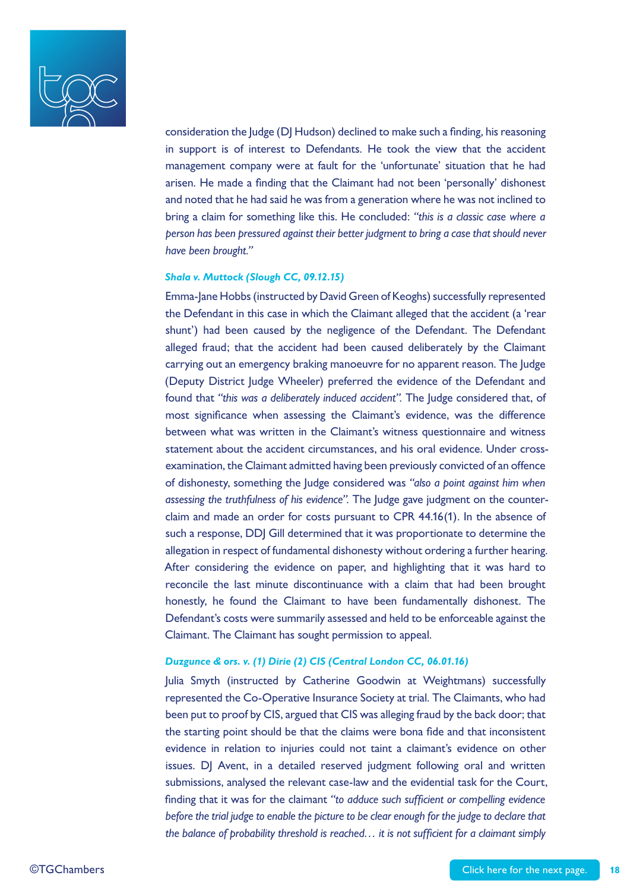consideration the Judge (DJ Hudson) declined to make such a finding, his reasoning in support is of interest to Defendants. He took the view that the accident management company were at fault for the 'unfortunate' situation that he had arisen. He made a finding that the Claimant had not been 'personally' dishonest and noted that he had said he was from a generation where he was not inclined to bring a claim for something like this. He concluded: *"this is a classic case where a person has been pressured against their better judgment to bring a case that should never have been brought."*

***Shala v. Muttock (Slough CC, 09.12.15)***

Emma-Jane Hobbs (instructed by David Green of Keoghs) successfully represented the Defendant in this case in which the Claimant alleged that the accident (a 'rear shunt') had been caused by the negligence of the Defendant. The Defendant alleged fraud; that the accident had been caused deliberately by the Claimant carrying out an emergency braking manoeuvre for no apparent reason. The Judge (Deputy District Judge Wheeler) preferred the evidence of the Defendant and found that *"this was a deliberately induced accident"*. The Judge considered that, of most significance when assessing the Claimant's evidence, was the difference between what was written in the Claimant's witness questionnaire and witness statement about the accident circumstances, and his oral evidence. Under cross-examination, the Claimant admitted having been previously convicted of an offence of dishonesty, something the Judge considered was *"also a point against him when assessing the truthfulness of his evidence"*. The Judge gave judgment on the counter-claim and made an order for costs pursuant to CPR 44.16(1). In the absence of such a response, DDJ Gill determined that it was proportionate to determine the allegation in respect of fundamental dishonesty without ordering a further hearing. After considering the evidence on paper, and highlighting that it was hard to reconcile the last minute discontinuance with a claim that had been brought honestly, he found the Claimant to have been fundamentally dishonest. The Defendant's costs were summarily assessed and held to be enforceable against the Claimant. The Claimant has sought permission to appeal.

***Duzgunce & ors. v. (1) Dirie (2) CIS (Central London CC, 06.01.16)***

Julia Smyth (instructed by Catherine Goodwin at Weightmans) successfully represented the Co-Operative Insurance Society at trial. The Claimants, who had been put to proof by CIS, argued that CIS was alleging fraud by the back door; that the starting point should be that the claims were bona fide and that inconsistent evidence in relation to injuries could not taint a claimant's evidence on other issues. DJ Avent, in a detailed reserved judgment following oral and written submissions, analysed the relevant case-law and the evidential task for the Court, finding that it was for the claimant *"to adduce such sufficient or compelling evidence before the trial judge to enable the picture to be clear enough for the judge to declare that the balance of probability threshold is reached… it is not sufficient for a claimant simply*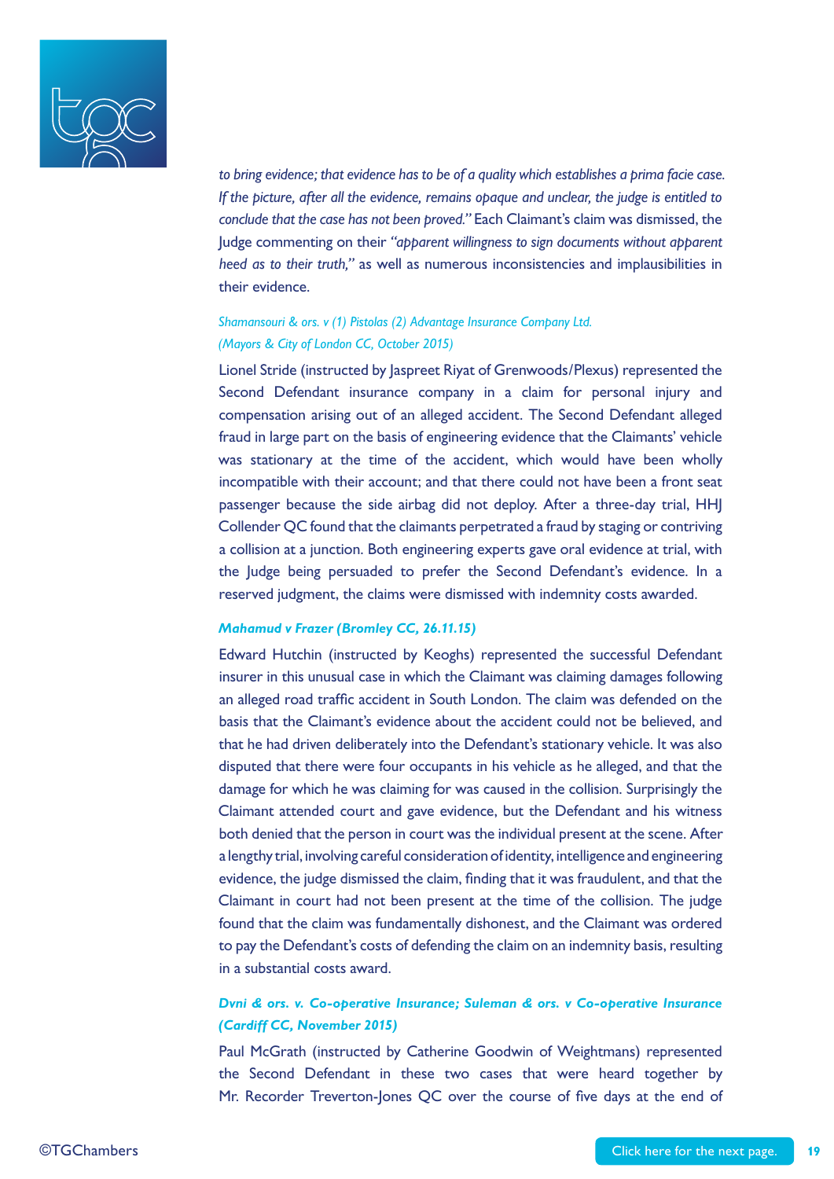*to bring evidence; that evidence has to be of a quality which establishes a prima facie case. If the picture, after all the evidence, remains opaque and unclear, the judge is entitled to conclude that the case has not been proved."* Each Claimant's claim was dismissed, the Judge commenting on their *"apparent willingness to sign documents without apparent heed as to their truth,"* as well as numerous inconsistencies and implausibilities in their evidence.

*Shamansouri & ors. v (1) Pistolas (2) Advantage Insurance Company Ltd. (Mayors & City of London CC, October 2015)*

Lionel Stride (instructed by Jaspreet Riyat of Grenwoods/Plexus) represented the Second Defendant insurance company in a claim for personal injury and compensation arising out of an alleged accident. The Second Defendant alleged fraud in large part on the basis of engineering evidence that the Claimants' vehicle was stationary at the time of the accident, which would have been wholly incompatible with their account; and that there could not have been a front seat passenger because the side airbag did not deploy. After a three-day trial, HHJ Collender QC found that the claimants perpetrated a fraud by staging or contriving a collision at a junction. Both engineering experts gave oral evidence at trial, with the Judge being persuaded to prefer the Second Defendant's evidence. In a reserved judgment, the claims were dismissed with indemnity costs awarded.

***Mahamud v Frazer (Bromley CC, 26.11.15)***

Edward Hutchin (instructed by Keoghs) represented the successful Defendant insurer in this unusual case in which the Claimant was claiming damages following an alleged road traffic accident in South London. The claim was defended on the basis that the Claimant's evidence about the accident could not be believed, and that he had driven deliberately into the Defendant's stationary vehicle. It was also disputed that there were four occupants in his vehicle as he alleged, and that the damage for which he was claiming for was caused in the collision. Surprisingly the Claimant attended court and gave evidence, but the Defendant and his witness both denied that the person in court was the individual present at the scene. After a lengthy trial, involving careful consideration of identity, intelligence and engineering evidence, the judge dismissed the claim, finding that it was fraudulent, and that the Claimant in court had not been present at the time of the collision. The judge found that the claim was fundamentally dishonest, and the Claimant was ordered to pay the Defendant's costs of defending the claim on an indemnity basis, resulting in a substantial costs award.

***Dvni & ors. v. Co-operative Insurance; Suleman & ors. v Co-operative Insurance (Cardiff CC, November 2015)***

Paul McGrath (instructed by Catherine Goodwin of Weightmans) represented the Second Defendant in these two cases that were heard together by Mr. Recorder Treverton-Jones QC over the course of five days at the end of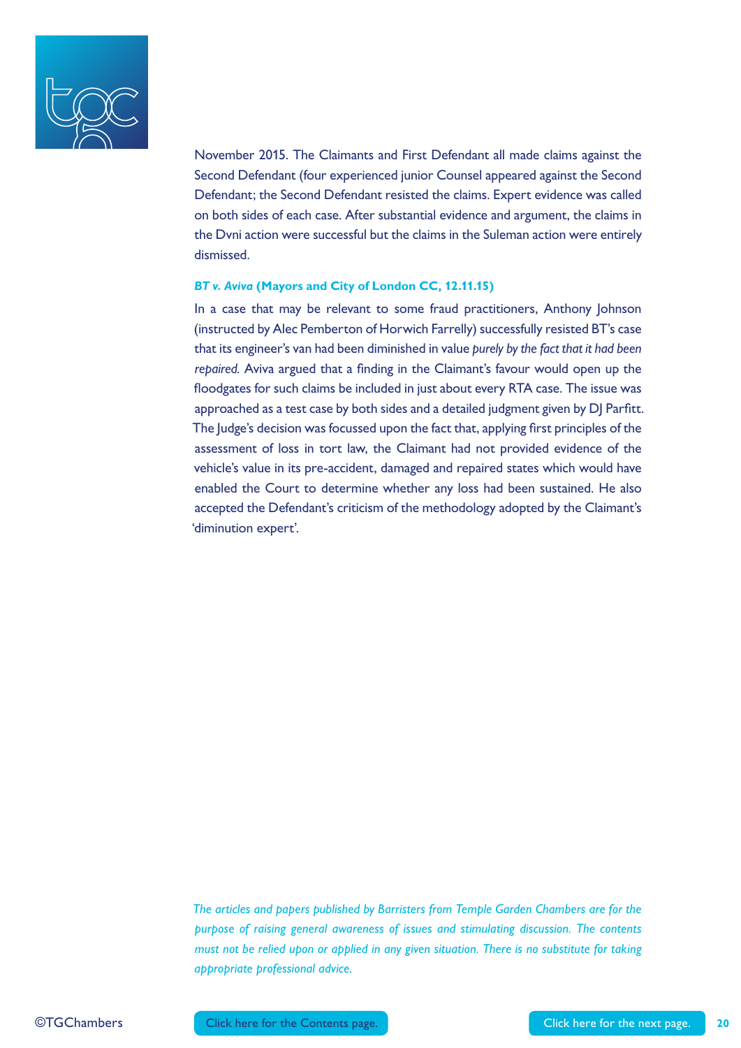November 2015. The Claimants and First Defendant all made claims against the Second Defendant (four experienced junior Counsel appeared against the Second Defendant; the Second Defendant resisted the claims. Expert evidence was called on both sides of each case. After substantial evidence and argument, the claims in the Dvni action were successful but the claims in the Suleman action were entirely dismissed.

***BT v. Aviva* (Mayors and City of London CC, 12.11.15)**

In a case that may be relevant to some fraud practitioners, Anthony Johnson (instructed by Alec Pemberton of Horwich Farrelly) successfully resisted BT's case that its engineer's van had been diminished in value *purely by the fact that it had been repaired.* Aviva argued that a finding in the Claimant's favour would open up the floodgates for such claims be included in just about every RTA case. The issue was approached as a test case by both sides and a detailed judgment given by DJ Parfitt. The Judge's decision was focussed upon the fact that, applying first principles of the assessment of loss in tort law, the Claimant had not provided evidence of the vehicle's value in its pre-accident, damaged and repaired states which would have enabled the Court to determine whether any loss had been sustained. He also accepted the Defendant's criticism of the methodology adopted by the Claimant's 'diminution expert'.

*The articles and papers published by Barristers from Temple Garden Chambers are for the purpose of raising general awareness of issues and stimulating discussion. The contents must not be relied upon or applied in any given situation. There is no substitute for taking appropriate professional advice.*